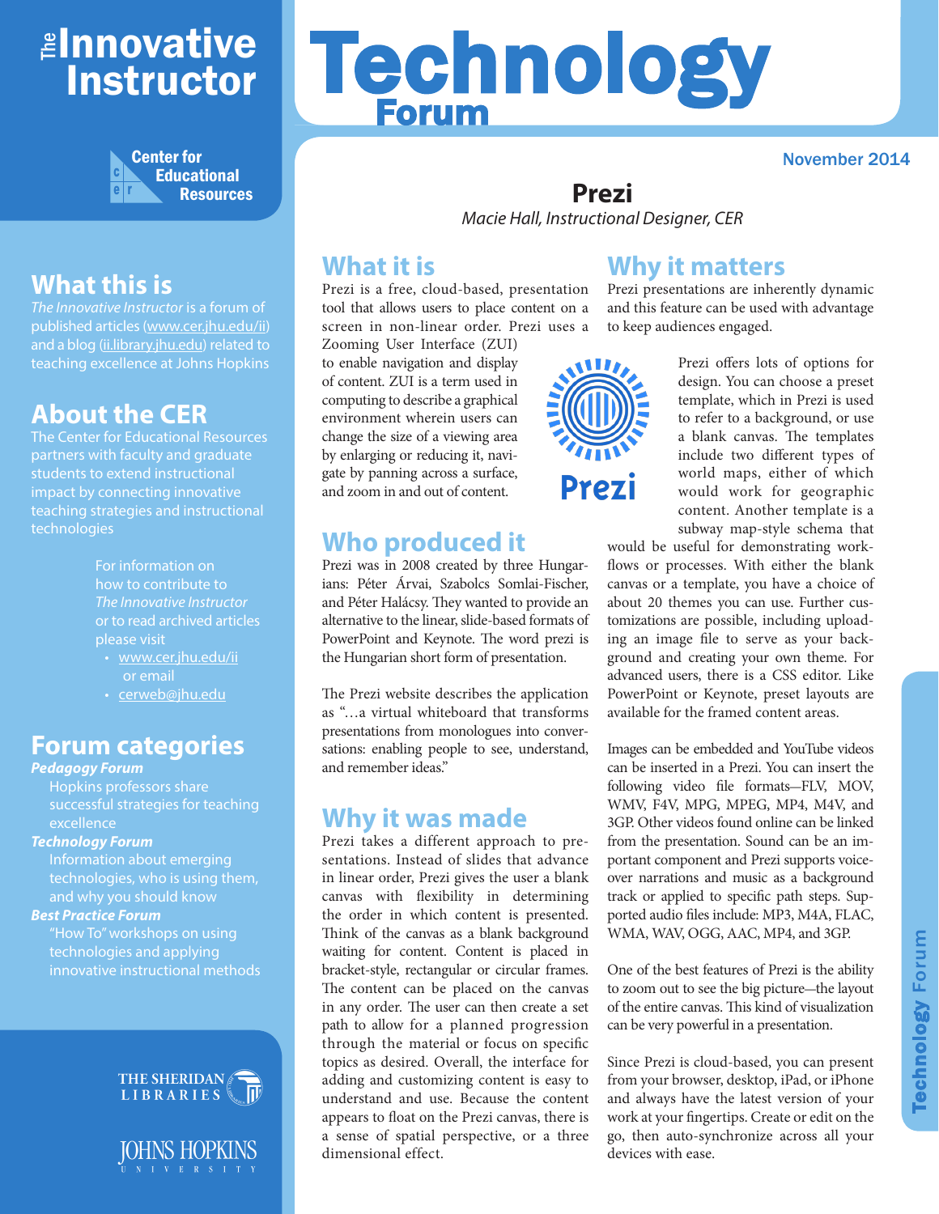# The Innovative Instructor

Center for Educational Resources

# Technology Forum

November 2014

## Prezi

*Macie Hall, Instructional Designer, CER*

## What this is

*The Innovative Instructor* is a forum of published articles (www.cer.jhu.edu/ii) and a blog (ii.library.jhu.edu) related to teaching excellence at Johns Hopkins

## About the CER

The Center for Educational Resources partners with faculty and graduate students to extend instructional impact by connecting innovative teaching strategies and instructional technologies

For information on how to contribute to *The Innovative Instructor* or to read archived articles please visit

- www.cer.jhu.edu/ii
  or email
- cerweb@jhu.edu

## Forum categories

***Pedagogy Forum***
Hopkins professors share successful strategies for teaching excellence

***Technology Forum***
Information about emerging technologies, who is using them, and why you should know

***Best Practice Forum***
"How To" workshops on using technologies and applying innovative instructional methods

## What it is

Prezi is a free, cloud-based, presentation tool that allows users to place content on a screen in non-linear order. Prezi uses a Zooming User Interface (ZUI) to enable navigation and display of content. ZUI is a term used in computing to describe a graphical environment wherein users can change the size of a viewing area by enlarging or reducing it, navigate by panning across a surface, and zoom in and out of content.

## Who produced it

Prezi was in 2008 created by three Hungarians: Péter Árvai, Szabolcs Somlai-Fischer, and Péter Halácsy. They wanted to provide an alternative to the linear, slide-based formats of PowerPoint and Keynote. The word prezi is the Hungarian short form of presentation.

The Prezi website describes the application as "…a virtual whiteboard that transforms presentations from monologues into conversations: enabling people to see, understand, and remember ideas."

## Why it was made

Prezi takes a different approach to presentations. Instead of slides that advance in linear order, Prezi gives the user a blank canvas with flexibility in determining the order in which content is presented. Think of the canvas as a blank background waiting for content. Content is placed in bracket-style, rectangular or circular frames. The content can be placed on the canvas in any order. The user can then create a set path to allow for a planned progression through the material or focus on specific topics as desired. Overall, the interface for adding and customizing content is easy to understand and use. Because the content appears to float on the Prezi canvas, there is a sense of spatial perspective, or a three dimensional effect.

## Why it matters

Prezi presentations are inherently dynamic and this feature can be used with advantage to keep audiences engaged.

Prezi offers lots of options for design. You can choose a preset template, which in Prezi is used to refer to a background, or use a blank canvas. The templates include two different types of world maps, either of which would work for geographic content. Another template is a subway map-style schema that would be useful for demonstrating workflows or processes. With either the blank canvas or a template, you have a choice of about 20 themes you can use. Further customizations are possible, including uploading an image file to serve as your background and creating your own theme. For advanced users, there is a CSS editor. Like PowerPoint or Keynote, preset layouts are available for the framed content areas.

Images can be embedded and YouTube videos can be inserted in a Prezi. You can insert the following video file formats—FLV, MOV, WMV, F4V, MPG, MPEG, MP4, M4V, and 3GP. Other videos found online can be linked from the presentation. Sound can be an important component and Prezi supports voice-over narrations and music as a background track or applied to specific path steps. Supported audio files include: MP3, M4A, FLAC, WMA, WAV, OGG, AAC, MP4, and 3GP.

One of the best features of Prezi is the ability to zoom out to see the big picture—the layout of the entire canvas. This kind of visualization can be very powerful in a presentation.

Since Prezi is cloud-based, you can present from your browser, desktop, iPad, or iPhone and always have the latest version of your work at your fingertips. Create or edit on the go, then auto-synchronize across all your devices with ease.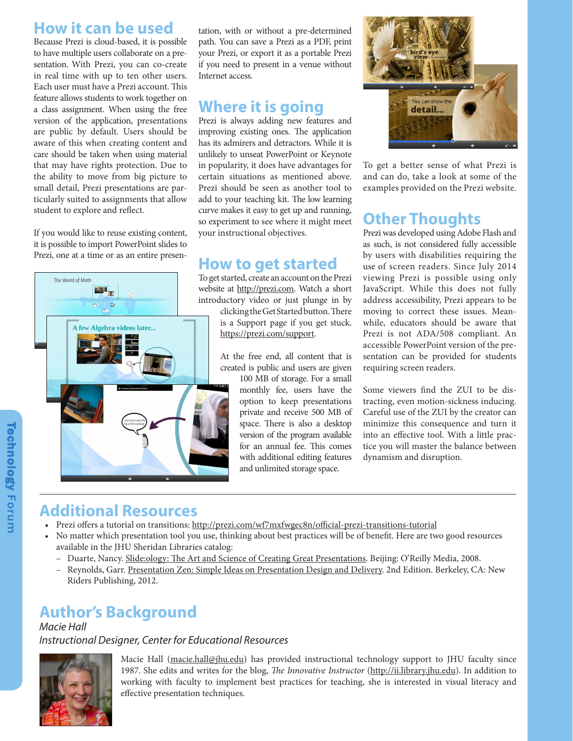## How it can be used

Because Prezi is cloud-based, it is possible to have multiple users collaborate on a presentation. With Prezi, you can co-create in real time with up to ten other users. Each user must have a Prezi account. This feature allows students to work together on a class assignment. When using the free version of the application, presentations are public by default. Users should be aware of this when creating content and care should be taken when using material that may have rights protection. Due to the ability to move from big picture to small detail, Prezi presentations are particularly suited to assignments that allow student to explore and reflect.

If you would like to reuse existing content, it is possible to import PowerPoint slides to Prezi, one at a time or as an entire presentation, with or without a pre-determined path. You can save a Prezi as a PDF, print your Prezi, or export it as a portable Prezi if you need to present in a venue without Internet access.

## Where it is going

Prezi is always adding new features and improving existing ones. The application has its admirers and detractors. While it is unlikely to unseat PowerPoint or Keynote in popularity, it does have advantages for certain situations as mentioned above. Prezi should be seen as another tool to add to your teaching kit. The low learning curve makes it easy to get up and running, so experiment to see where it might meet your instructional objectives.

## How to get started

To get started, create an account on the Prezi website at http://prezi.com. Watch a short introductory video or just plunge in by clicking the Get Started button. There is a Support page if you get stuck. https://prezi.com/support.

At the free end, all content that is created is public and users are given 100 MB of storage. For a small monthly fee, users have the option to keep presentations private and receive 500 MB of space. There is also a desktop version of the program available for an annual fee. This comes with additional editing features and unlimited storage space.

To get a better sense of what Prezi is and can do, take a look at some of the examples provided on the Prezi website.

## Other Thoughts

Prezi was developed using Adobe Flash and as such, is not considered fully accessible by users with disabilities requiring the use of screen readers. Since July 2014 viewing Prezi is possible using only JavaScript. While this does not fully address accessibility, Prezi appears to be moving to correct these issues. Meanwhile, educators should be aware that Prezi is not ADA/508 compliant. An accessible PowerPoint version of the presentation can be provided for students requiring screen readers.

Some viewers find the ZUI to be distracting, even motion-sickness inducing. Careful use of the ZUI by the creator can minimize this consequence and turn it into an effective tool. With a little practice you will master the balance between dynamism and disruption.

## Additional Resources

- Prezi offers a tutorial on transitions: http://prezi.com/wf7mxfwgec8n/official-prezi-transitions-tutorial
- No matter which presentation tool you use, thinking about best practices will be of benefit. Here are two good resources available in the JHU Sheridan Libraries catalog:
  - Duarte, Nancy. Slide:ology: The Art and Science of Creating Great Presentations. Beijing: O'Reilly Media, 2008.
  - Reynolds, Garr. Presentation Zen: Simple Ideas on Presentation Design and Delivery. 2nd Edition. Berkeley, CA: New Riders Publishing, 2012.

## Author's Background

*Macie Hall*

*Instructional Designer, Center for Educational Resources*

Macie Hall (macie.hall@jhu.edu) has provided instructional technology support to JHU faculty since 1987. She edits and writes for the blog, *The Innovative Instructor* (http://ii.library.jhu.edu). In addition to working with faculty to implement best practices for teaching, she is interested in visual literacy and effective presentation techniques.